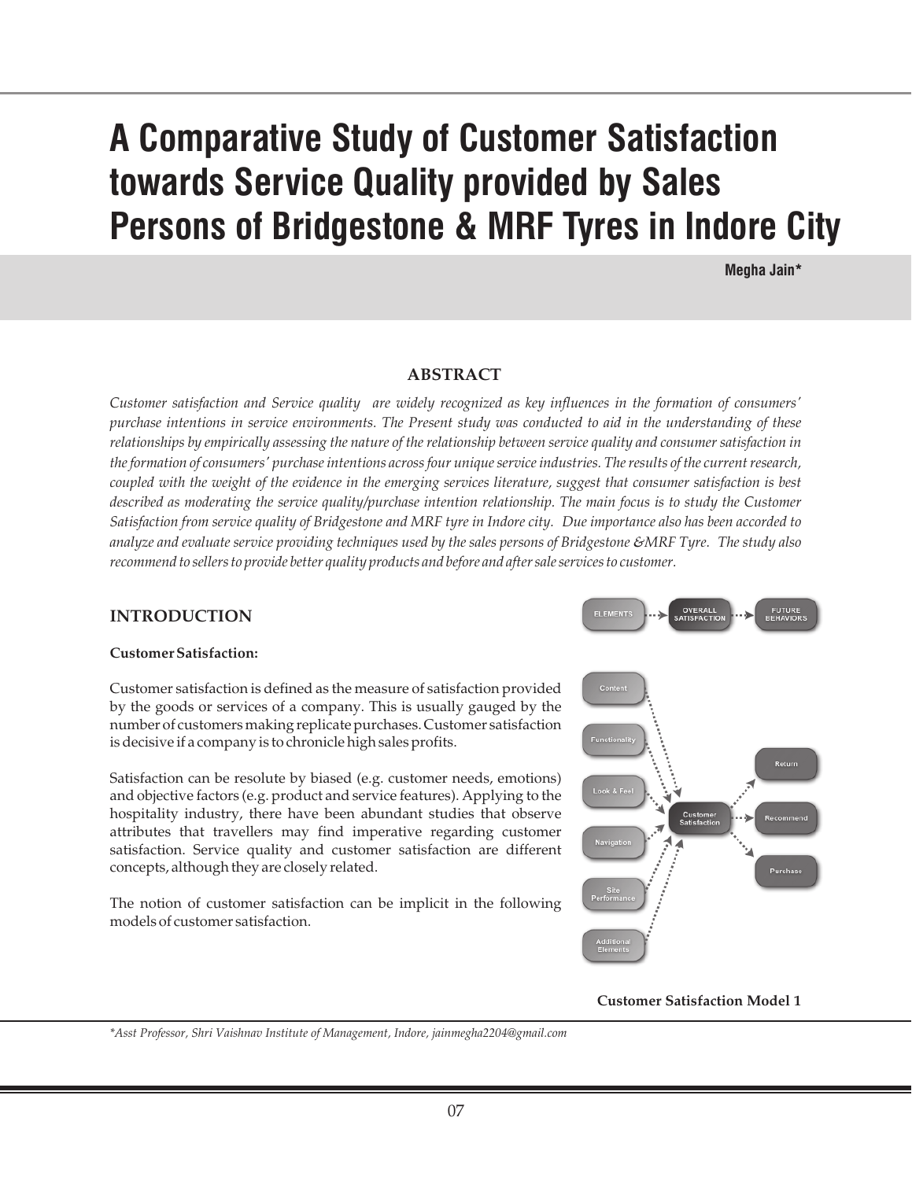# A Comparative Study of Customer Satisfaction towards Service Quality provided by Sales Persons of Bridgestone & MRF Tyres in Indore City

**Megha Jain***

## ABSTRACT

*Customer satisfaction and Service quality are widely recognized as key influences in the formation of consumers' purchase intentions in service environments. The Present study was conducted to aid in the understanding of these relationships by empirically assessing the nature of the relationship between service quality and consumer satisfaction in the formation of consumers' purchase intentions across four unique service industries. The results of the current research, coupled with the weight of the evidence in the emerging services literature, suggest that consumer satisfaction is best described as moderating the service quality/purchase intention relationship. The main focus is to study the Customer Satisfaction from service quality of Bridgestone and MRF tyre in Indore city. Due importance also has been accorded to analyze and evaluate service providing techniques used by the sales persons of Bridgestone &MRF Tyre. The study also recommend to sellers to provide better quality products and before and after sale services to customer.*

## INTRODUCTION

**Customer Satisfaction:**

Customer satisfaction is defined as the measure of satisfaction provided by the goods or services of a company. This is usually gauged by the number of customers making replicate purchases. Customer satisfaction is decisive if a company is to chronicle high sales profits.

Satisfaction can be resolute by biased (e.g. customer needs, emotions) and objective factors (e.g. product and service features). Applying to the hospitality industry, there have been abundant studies that observe attributes that travellers may find imperative regarding customer satisfaction. Service quality and customer satisfaction are different concepts, although they are closely related.

The notion of customer satisfaction can be implicit in the following models of customer satisfaction.

ELEMENTS → OVERALL SATISFACTION → FUTURE BEHAVIORS

Content, Functionality, Look & Feel, Navigation, Site Performance, Additional Elements → Customer Satisfaction → Return, Recommend, Purchase

**Customer Satisfaction Model 1**

*Asst Professor, Shri Vaishnav Institute of Management, Indore, jainmegha2204@gmail.com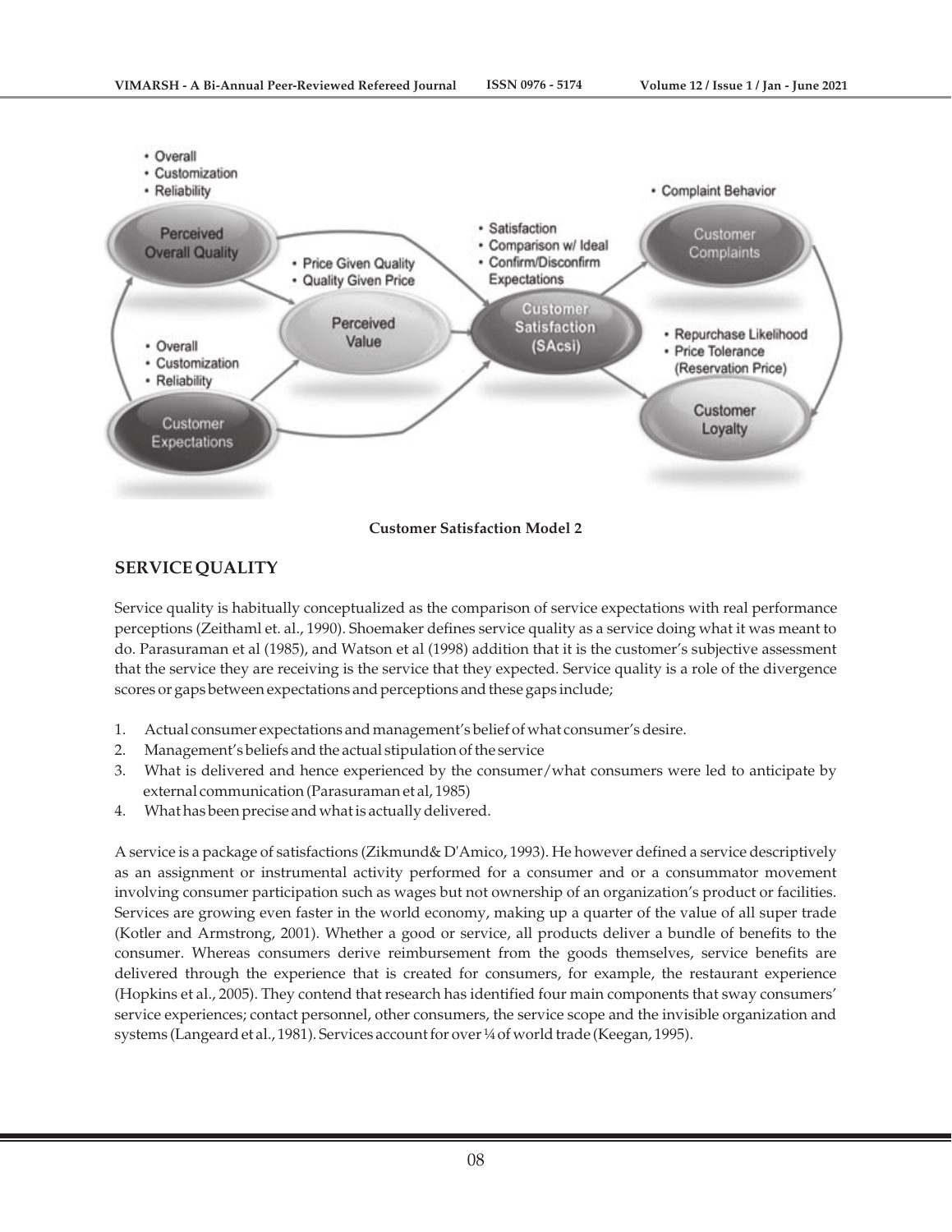**Customer Satisfaction Model 2**

## SERVICE QUALITY

Service quality is habitually conceptualized as the comparison of service expectations with real performance perceptions (Zeithaml et. al., 1990). Shoemaker defines service quality as a service doing what it was meant to do. Parasuraman et al (1985), and Watson et al (1998) addition that it is the customer's subjective assessment that the service they are receiving is the service that they expected. Service quality is a role of the divergence scores or gaps between expectations and perceptions and these gaps include;

1. Actual consumer expectations and management's belief of what consumer's desire.
2. Management's beliefs and the actual stipulation of the service
3. What is delivered and hence experienced by the consumer/what consumers were led to anticipate by external communication (Parasuraman et al, 1985)
4. What has been precise and what is actually delivered.

A service is a package of satisfactions (Zikmund& D'Amico, 1993). He however defined a service descriptively as an assignment or instrumental activity performed for a consumer and or a consummator movement involving consumer participation such as wages but not ownership of an organization's product or facilities. Services are growing even faster in the world economy, making up a quarter of the value of all super trade (Kotler and Armstrong, 2001). Whether a good or service, all products deliver a bundle of benefits to the consumer. Whereas consumers derive reimbursement from the goods themselves, service benefits are delivered through the experience that is created for consumers, for example, the restaurant experience (Hopkins et al., 2005). They contend that research has identified four main components that sway consumers' service experiences; contact personnel, other consumers, the service scope and the invisible organization and systems (Langeard et al., 1981). Services account for over ¼ of world trade (Keegan, 1995).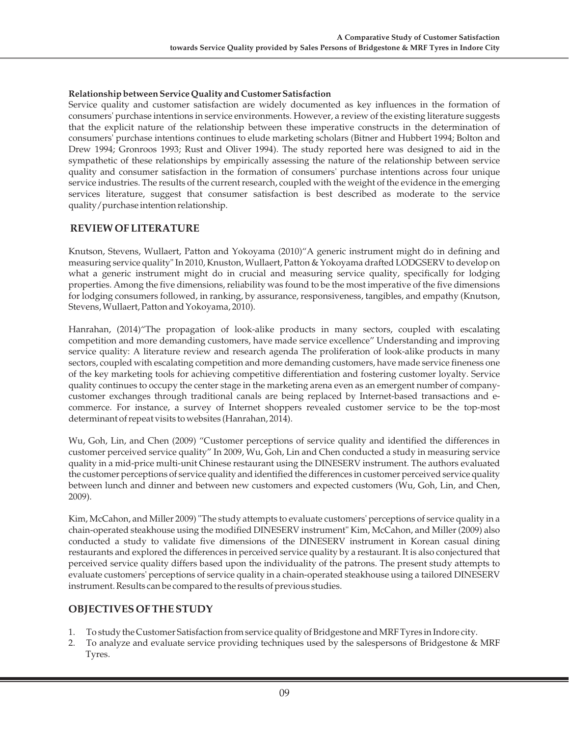**Relationship between Service Quality and Customer Satisfaction**

Service quality and customer satisfaction are widely documented as key influences in the formation of consumers' purchase intentions in service environments. However, a review of the existing literature suggests that the explicit nature of the relationship between these imperative constructs in the determination of consumers' purchase intentions continues to elude marketing scholars (Bitner and Hubbert 1994; Bolton and Drew 1994; Gronroos 1993; Rust and Oliver 1994). The study reported here was designed to aid in the sympathetic of these relationships by empirically assessing the nature of the relationship between service quality and consumer satisfaction in the formation of consumers' purchase intentions across four unique service industries. The results of the current research, coupled with the weight of the evidence in the emerging services literature, suggest that consumer satisfaction is best described as moderate to the service quality/purchase intention relationship.

## REVIEW OF LITERATURE

Knutson, Stevens, Wullaert, Patton and Yokoyama (2010)"A generic instrument might do in defining and measuring service quality" In 2010, Knuston, Wullaert, Patton & Yokoyama drafted LODGSERV to develop on what a generic instrument might do in crucial and measuring service quality, specifically for lodging properties. Among the five dimensions, reliability was found to be the most imperative of the five dimensions for lodging consumers followed, in ranking, by assurance, responsiveness, tangibles, and empathy (Knutson, Stevens, Wullaert, Patton and Yokoyama, 2010).

Hanrahan, (2014)"The propagation of look-alike products in many sectors, coupled with escalating competition and more demanding customers, have made service excellence" Understanding and improving service quality: A literature review and research agenda The proliferation of look-alike products in many sectors, coupled with escalating competition and more demanding customers, have made service fineness one of the key marketing tools for achieving competitive differentiation and fostering customer loyalty. Service quality continues to occupy the center stage in the marketing arena even as an emergent number of company-customer exchanges through traditional canals are being replaced by Internet-based transactions and e-commerce. For instance, a survey of Internet shoppers revealed customer service to be the top-most determinant of repeat visits to websites (Hanrahan, 2014).

Wu, Goh, Lin, and Chen (2009) "Customer perceptions of service quality and identified the differences in customer perceived service quality" In 2009, Wu, Goh, Lin and Chen conducted a study in measuring service quality in a mid-price multi-unit Chinese restaurant using the DINESERV instrument. The authors evaluated the customer perceptions of service quality and identified the differences in customer perceived service quality between lunch and dinner and between new customers and expected customers (Wu, Goh, Lin, and Chen, 2009).

Kim, McCahon, and Miller 2009) "The study attempts to evaluate customers' perceptions of service quality in a chain-operated steakhouse using the modified DINESERV instrument" Kim, McCahon, and Miller (2009) also conducted a study to validate five dimensions of the DINESERV instrument in Korean casual dining restaurants and explored the differences in perceived service quality by a restaurant. It is also conjectured that perceived service quality differs based upon the individuality of the patrons. The present study attempts to evaluate customers' perceptions of service quality in a chain-operated steakhouse using a tailored DINESERV instrument. Results can be compared to the results of previous studies.

## OBJECTIVES OF THE STUDY

1. To study the Customer Satisfaction from service quality of Bridgestone and MRF Tyres in Indore city.
2. To analyze and evaluate service providing techniques used by the salespersons of Bridgestone & MRF Tyres.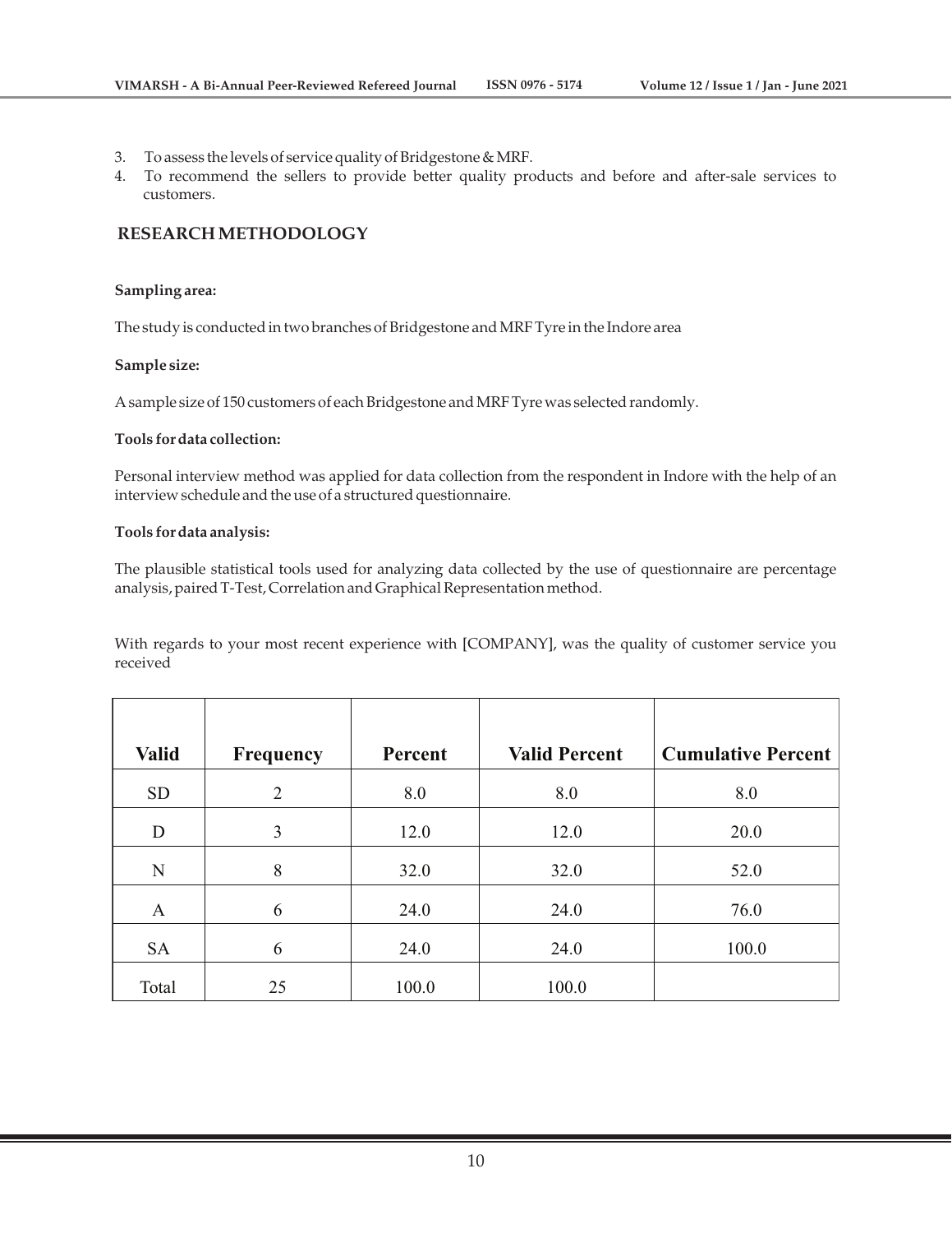3. To assess the levels of service quality of Bridgestone & MRF.
4. To recommend the sellers to provide better quality products and before and after-sale services to customers.

## RESEARCH METHODOLOGY

**Sampling area:**

The study is conducted in two branches of Bridgestone and MRF Tyre in the Indore area

**Sample size:**

A sample size of 150 customers of each Bridgestone and MRF Tyre was selected randomly.

**Tools for data collection:**

Personal interview method was applied for data collection from the respondent in Indore with the help of an interview schedule and the use of a structured questionnaire.

**Tools for data analysis:**

The plausible statistical tools used for analyzing data collected by the use of questionnaire are percentage analysis, paired T-Test, Correlation and Graphical Representation method.

With regards to your most recent experience with [COMPANY], was the quality of customer service you received

| Valid | Frequency | Percent | Valid Percent | Cumulative Percent |
|---|---|---|---|---|
| SD | 2 | 8.0 | 8.0 | 8.0 |
| D | 3 | 12.0 | 12.0 | 20.0 |
| N | 8 | 32.0 | 32.0 | 52.0 |
| A | 6 | 24.0 | 24.0 | 76.0 |
| SA | 6 | 24.0 | 24.0 | 100.0 |
| Total | 25 | 100.0 | 100.0 | |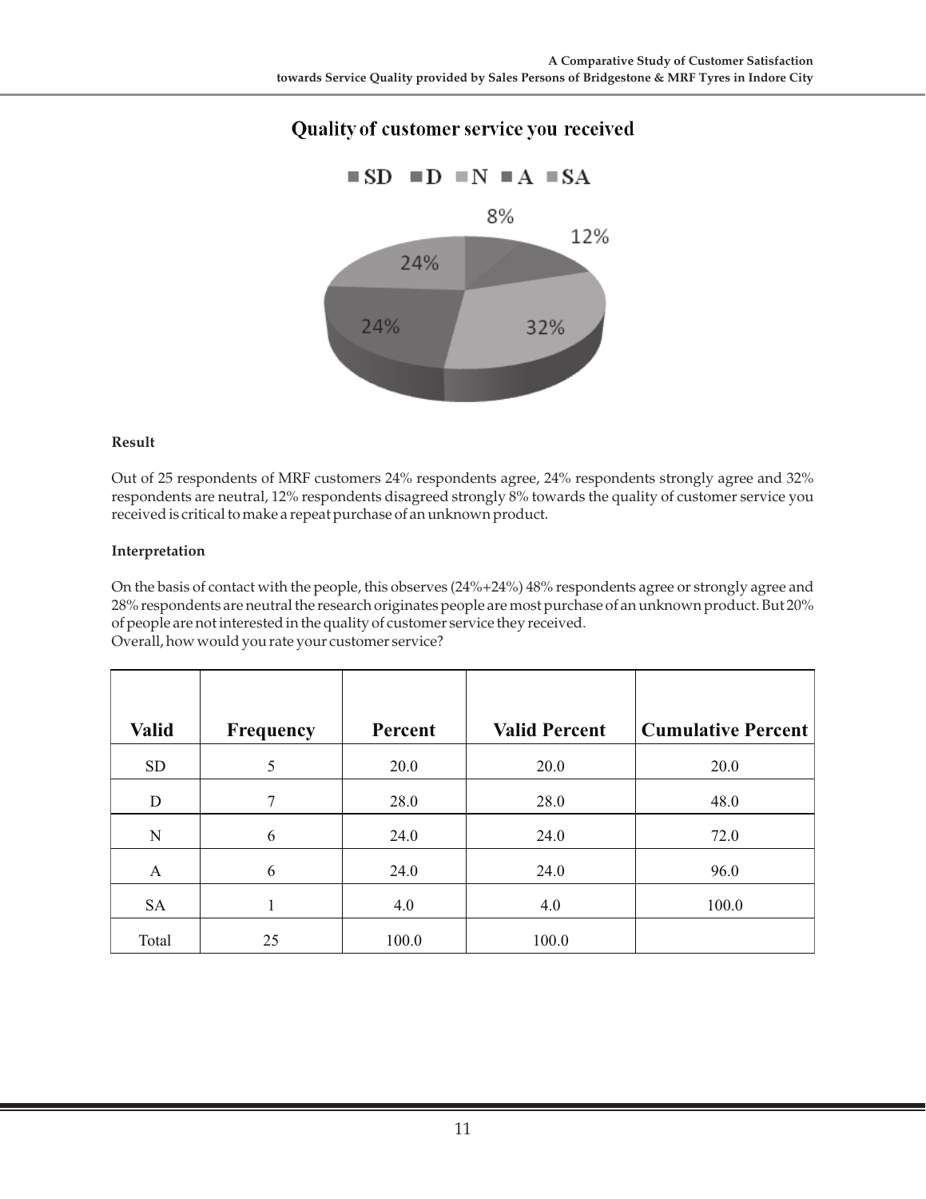Quality of customer service you received

■ SD ■ D ■ N ■ A ■ SA

8%

12%

24%

24%

32%

**Result**

Out of 25 respondents of MRF customers 24% respondents agree, 24% respondents strongly agree and 32% respondents are neutral, 12% respondents disagreed strongly 8% towards the quality of customer service you received is critical to make a repeat purchase of an unknown product.

**Interpretation**

On the basis of contact with the people, this observes (24%+24%) 48% respondents agree or strongly agree and 28% respondents are neutral the research originates people are most purchase of an unknown product. But 20% of people are not interested in the quality of customer service they received.

Overall, how would you rate your customer service?

| Valid | Frequency | Percent | Valid Percent | Cumulative Percent |
|---|---|---|---|---|
| SD | 5 | 20.0 | 20.0 | 20.0 |
| D | 7 | 28.0 | 28.0 | 48.0 |
| N | 6 | 24.0 | 24.0 | 72.0 |
| A | 6 | 24.0 | 24.0 | 96.0 |
| SA | 1 | 4.0 | 4.0 | 100.0 |
| Total | 25 | 100.0 | 100.0 | |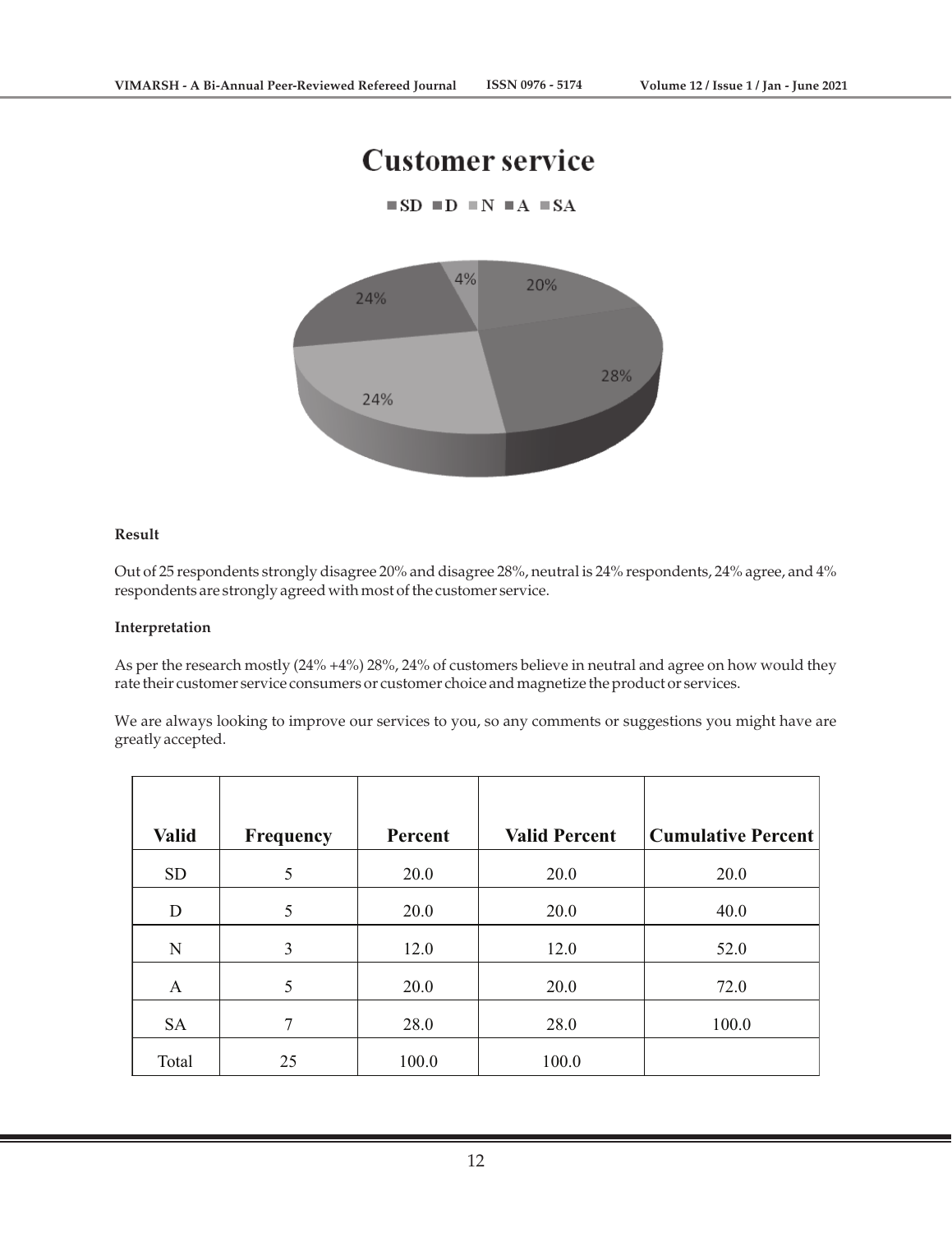## Customer service

■SD ■D ■N ■A ■SA

4% 20% 24% 28% 24%

**Result**

Out of 25 respondents strongly disagree 20% and disagree 28%, neutral is 24% respondents, 24% agree, and 4% respondents are strongly agreed with most of the customer service.

**Interpretation**

As per the research mostly (24% +4%) 28%, 24% of customers believe in neutral and agree on how would they rate their customer service consumers or customer choice and magnetize the product or services.

We are always looking to improve our services to you, so any comments or suggestions you might have are greatly accepted.

| Valid | Frequency | Percent | Valid Percent | Cumulative Percent |
|---|---|---|---|---|
| SD | 5 | 20.0 | 20.0 | 20.0 |
| D | 5 | 20.0 | 20.0 | 40.0 |
| N | 3 | 12.0 | 12.0 | 52.0 |
| A | 5 | 20.0 | 20.0 | 72.0 |
| SA | 7 | 28.0 | 28.0 | 100.0 |
| Total | 25 | 100.0 | 100.0 | |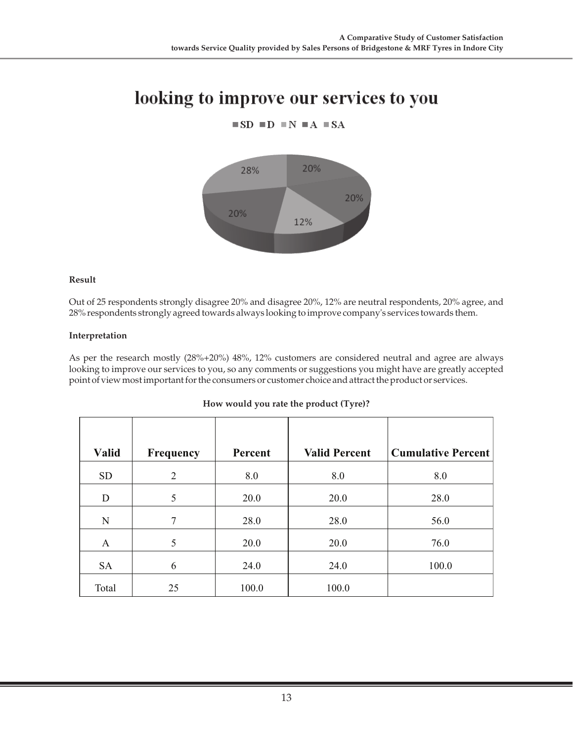## looking to improve our services to you

■SD ■D ■N ■A ■SA

28% 20% 20% 20% 12%

**Result**

Out of 25 respondents strongly disagree 20% and disagree 20%, 12% are neutral respondents, 20% agree, and 28% respondents strongly agreed towards always looking to improve company's services towards them.

**Interpretation**

As per the research mostly (28%+20%) 48%, 12% customers are considered neutral and agree are always looking to improve our services to you, so any comments or suggestions you might have are greatly accepted point of view most important for the consumers or customer choice and attract the product or services.

**How would you rate the product (Tyre)?**

| Valid | Frequency | Percent | Valid Percent | Cumulative Percent |
|---|---|---|---|---|
| SD | 2 | 8.0 | 8.0 | 8.0 |
| D | 5 | 20.0 | 20.0 | 28.0 |
| N | 7 | 28.0 | 28.0 | 56.0 |
| A | 5 | 20.0 | 20.0 | 76.0 |
| SA | 6 | 24.0 | 24.0 | 100.0 |
| Total | 25 | 100.0 | 100.0 | |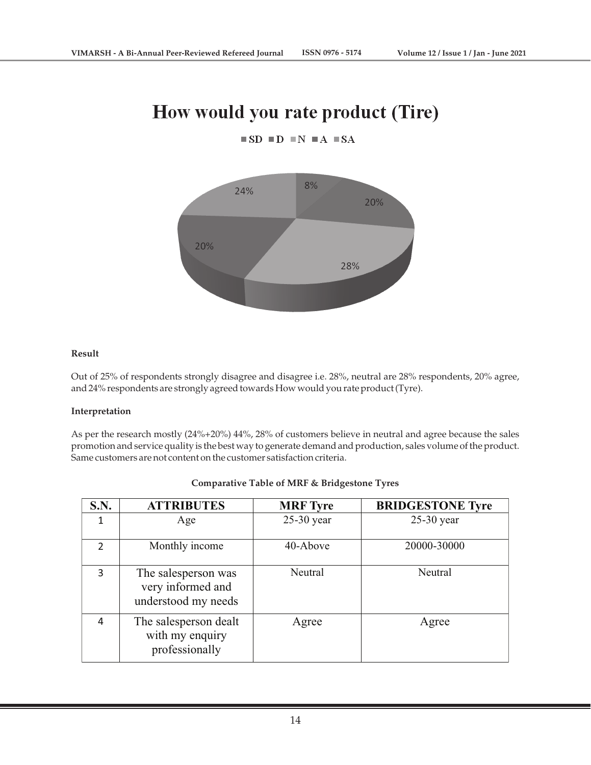## How would you rate product (Tire)

SD D N A SA

8%, 20%, 28%, 20%, 24%

**Result**

Out of 25% of respondents strongly disagree and disagree i.e. 28%, neutral are 28% respondents, 20% agree, and 24% respondents are strongly agreed towards How would you rate product (Tyre).

**Interpretation**

As per the research mostly (24%+20%) 44%, 28% of customers believe in neutral and agree because the sales promotion and service quality is the best way to generate demand and production, sales volume of the product. Same customers are not content on the customer satisfaction criteria.

**Comparative Table of MRF & Bridgestone Tyres**

| S.N. | ATTRIBUTES | MRF Tyre | BRIDGESTONE Tyre |
|---|---|---|---|
| 1 | Age | 25-30 year | 25-30 year |
| 2 | Monthly income | 40-Above | 20000-30000 |
| 3 | The salesperson was very informed and understood my needs | Neutral | Neutral |
| 4 | The salesperson dealt with my enquiry professionally | Agree | Agree |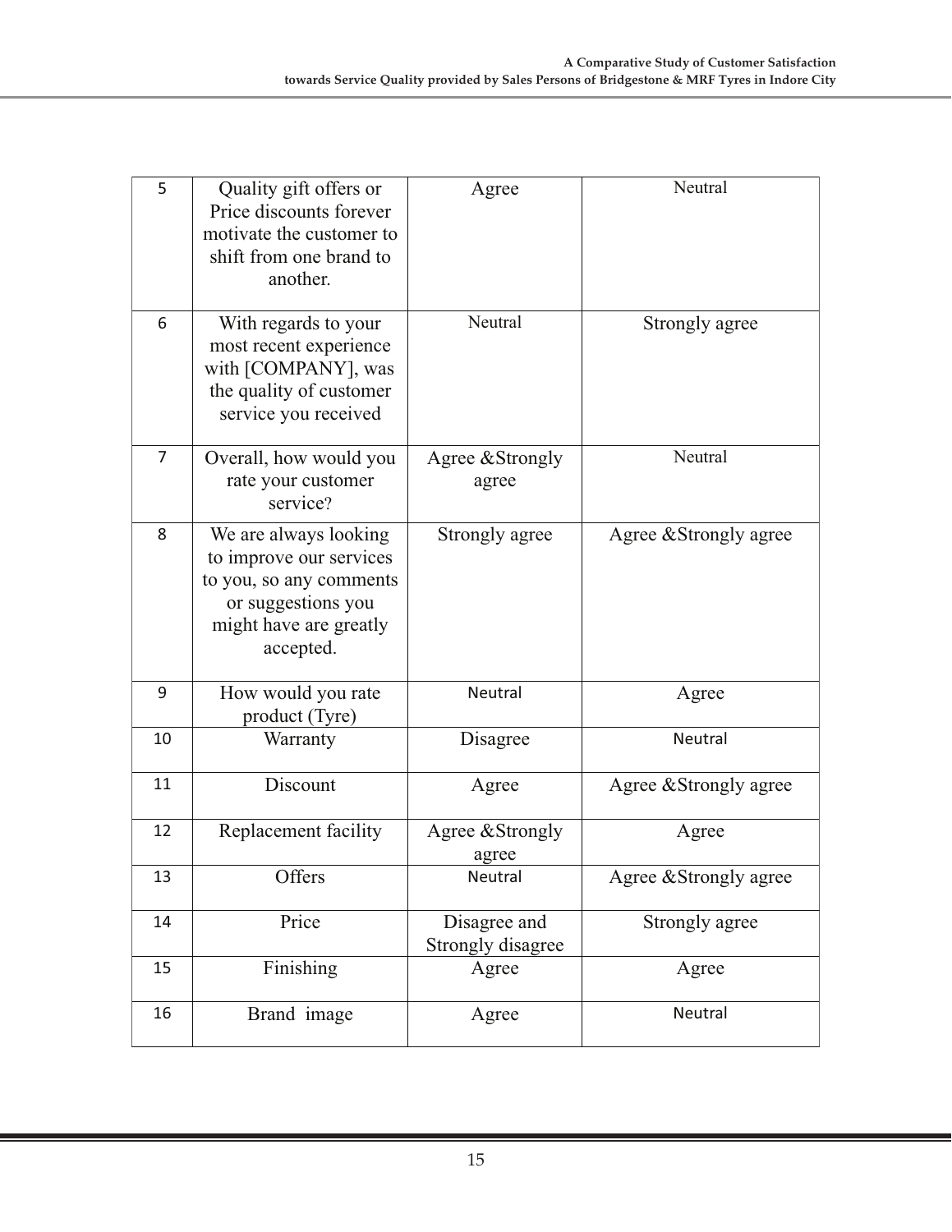| 5 | Quality gift offers or Price discounts forever motivate the customer to shift from one brand to another. | Agree | Neutral |
|---|---|---|---|
| 6 | With regards to your most recent experience with [COMPANY], was the quality of customer service you received | Neutral | Strongly agree |
| 7 | Overall, how would you rate your customer service? | Agree &Strongly agree | Neutral |
| 8 | We are always looking to improve our services to you, so any comments or suggestions you might have are greatly accepted. | Strongly agree | Agree &Strongly agree |
| 9 | How would you rate product (Tyre) | Neutral | Agree |
| 10 | Warranty | Disagree | Neutral |
| 11 | Discount | Agree | Agree &Strongly agree |
| 12 | Replacement facility | Agree &Strongly agree | Agree |
| 13 | Offers | Neutral | Agree &Strongly agree |
| 14 | Price | Disagree and Strongly disagree | Strongly agree |
| 15 | Finishing | Agree | Agree |
| 16 | Brand image | Agree | Neutral |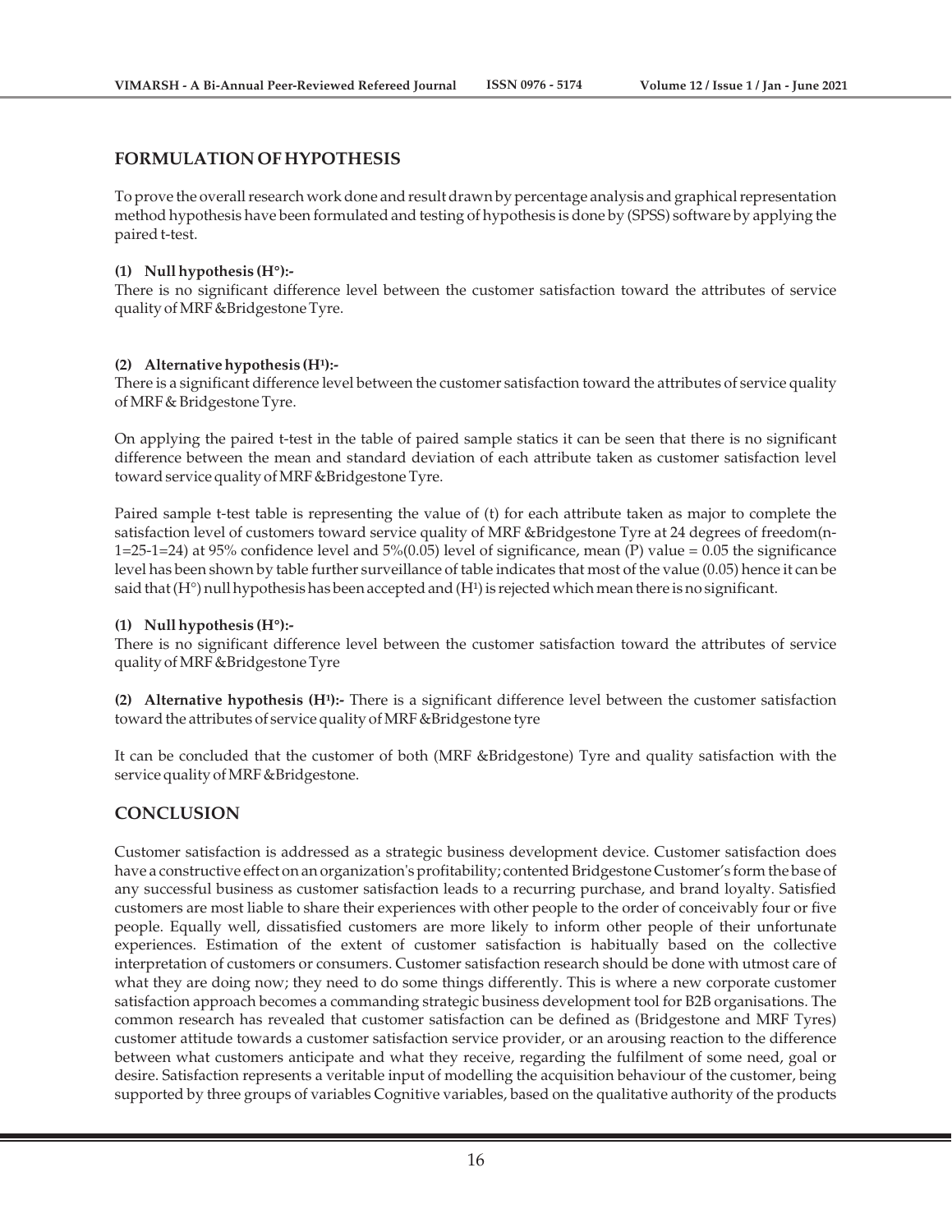## FORMULATION OF HYPOTHESIS

To prove the overall research work done and result drawn by percentage analysis and graphical representation method hypothesis have been formulated and testing of hypothesis is done by (SPSS) software by applying the paired t-test.

**(1) Null hypothesis (H°):-**

There is no significant difference level between the customer satisfaction toward the attributes of service quality of MRF &Bridgestone Tyre.

**(2) Alternative hypothesis (H¹):-**

There is a significant difference level between the customer satisfaction toward the attributes of service quality of MRF & Bridgestone Tyre.

On applying the paired t-test in the table of paired sample statics it can be seen that there is no significant difference between the mean and standard deviation of each attribute taken as customer satisfaction level toward service quality of MRF &Bridgestone Tyre.

Paired sample t-test table is representing the value of (t) for each attribute taken as major to complete the satisfaction level of customers toward service quality of MRF &Bridgestone Tyre at 24 degrees of freedom(n-1=25-1=24) at 95% confidence level and 5%(0.05) level of significance, mean (P) value = 0.05 the significance level has been shown by table further surveillance of table indicates that most of the value (0.05) hence it can be said that (H°) null hypothesis has been accepted and (H¹) is rejected which mean there is no significant.

**(1) Null hypothesis (H°):-**

There is no significant difference level between the customer satisfaction toward the attributes of service quality of MRF &Bridgestone Tyre

**(2) Alternative hypothesis (H¹):-** There is a significant difference level between the customer satisfaction toward the attributes of service quality of MRF &Bridgestone tyre

It can be concluded that the customer of both (MRF &Bridgestone) Tyre and quality satisfaction with the service quality of MRF &Bridgestone.

## CONCLUSION

Customer satisfaction is addressed as a strategic business development device. Customer satisfaction does have a constructive effect on an organization's profitability; contented Bridgestone Customer's form the base of any successful business as customer satisfaction leads to a recurring purchase, and brand loyalty. Satisfied customers are most liable to share their experiences with other people to the order of conceivably four or five people. Equally well, dissatisfied customers are more likely to inform other people of their unfortunate experiences. Estimation of the extent of customer satisfaction is habitually based on the collective interpretation of customers or consumers. Customer satisfaction research should be done with utmost care of what they are doing now; they need to do some things differently. This is where a new corporate customer satisfaction approach becomes a commanding strategic business development tool for B2B organisations. The common research has revealed that customer satisfaction can be defined as (Bridgestone and MRF Tyres) customer attitude towards a customer satisfaction service provider, or an arousing reaction to the difference between what customers anticipate and what they receive, regarding the fulfilment of some need, goal or desire. Satisfaction represents a veritable input of modelling the acquisition behaviour of the customer, being supported by three groups of variables Cognitive variables, based on the qualitative authority of the products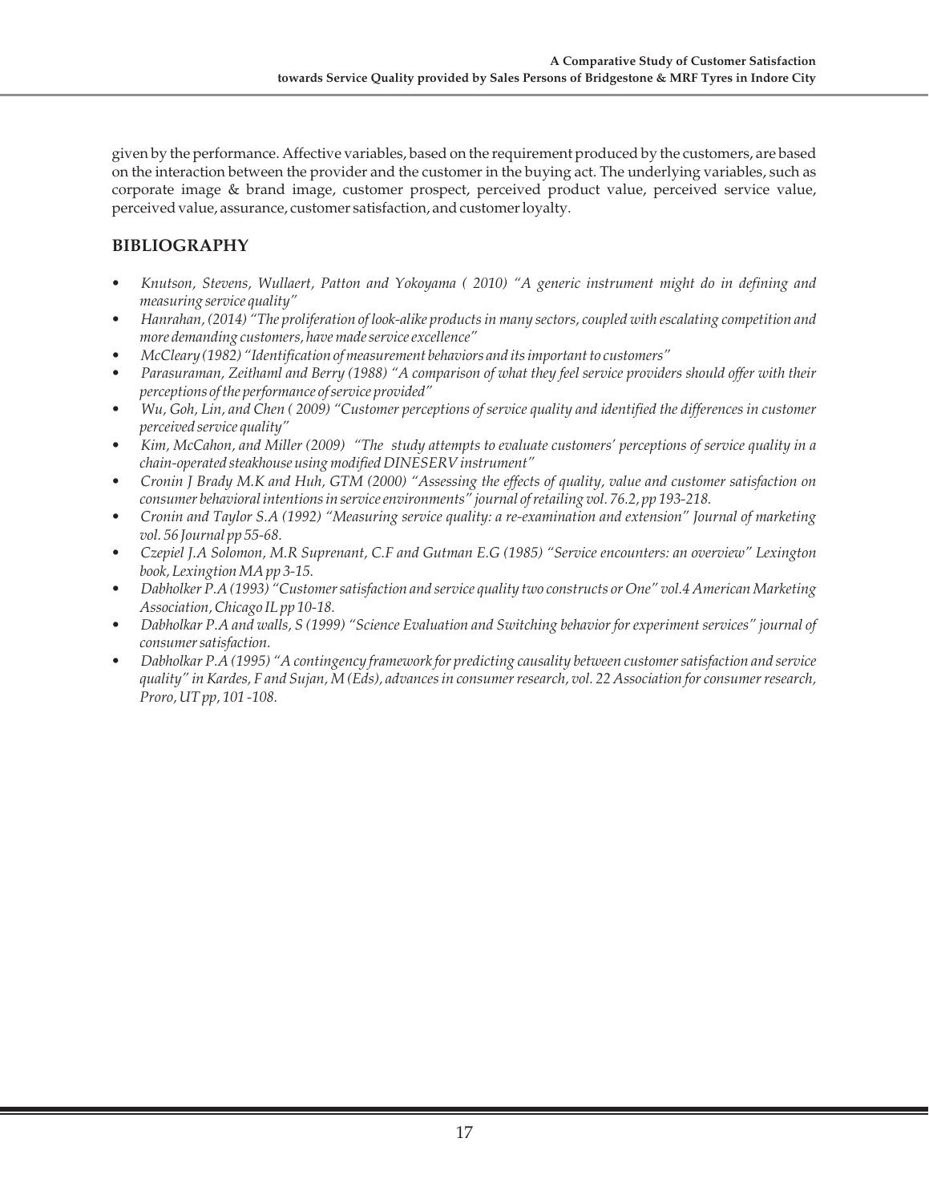given by the performance. Affective variables, based on the requirement produced by the customers, are based on the interaction between the provider and the customer in the buying act. The underlying variables, such as corporate image & brand image, customer prospect, perceived product value, perceived service value, perceived value, assurance, customer satisfaction, and customer loyalty.

## BIBLIOGRAPHY

- *Knutson, Stevens, Wullaert, Patton and Yokoyama ( 2010) "A generic instrument might do in defining and measuring service quality"*
- *Hanrahan, (2014) "The proliferation of look-alike products in many sectors, coupled with escalating competition and more demanding customers, have made service excellence"*
- *McCleary (1982) "Identification of measurement behaviors and its important to customers"*
- *Parasuraman, Zeithaml and Berry (1988) "A comparison of what they feel service providers should offer with their perceptions of the performance of service provided"*
- *Wu, Goh, Lin, and Chen ( 2009) "Customer perceptions of service quality and identified the differences in customer perceived service quality"*
- *Kim, McCahon, and Miller (2009) "The study attempts to evaluate customers' perceptions of service quality in a chain-operated steakhouse using modified DINESERV instrument"*
- *Cronin J Brady M.K and Huh, GTM (2000) "Assessing the effects of quality, value and customer satisfaction on consumer behavioral intentions in service environments" journal of retailing vol. 76.2, pp 193-218.*
- *Cronin and Taylor S.A (1992) "Measuring service quality: a re-examination and extension" Journal of marketing vol. 56 Journal pp 55-68.*
- *Czepiel J.A Solomon, M.R Suprenant, C.F and Gutman E.G (1985) "Service encounters: an overview" Lexington book, Lexingtion MA pp 3-15.*
- *Dabholker P.A (1993) "Customer satisfaction and service quality two constructs or One" vol.4 American Marketing Association, Chicago IL pp 10-18.*
- *Dabholkar P.A and walls, S (1999) "Science Evaluation and Switching behavior for experiment services" journal of consumer satisfaction.*
- *Dabholkar P.A (1995) "A contingency framework for predicting causality between customer satisfaction and service quality" in Kardes, F and Sujan, M (Eds), advances in consumer research, vol. 22 Association for consumer research, Proro, UT pp, 101 -108.*